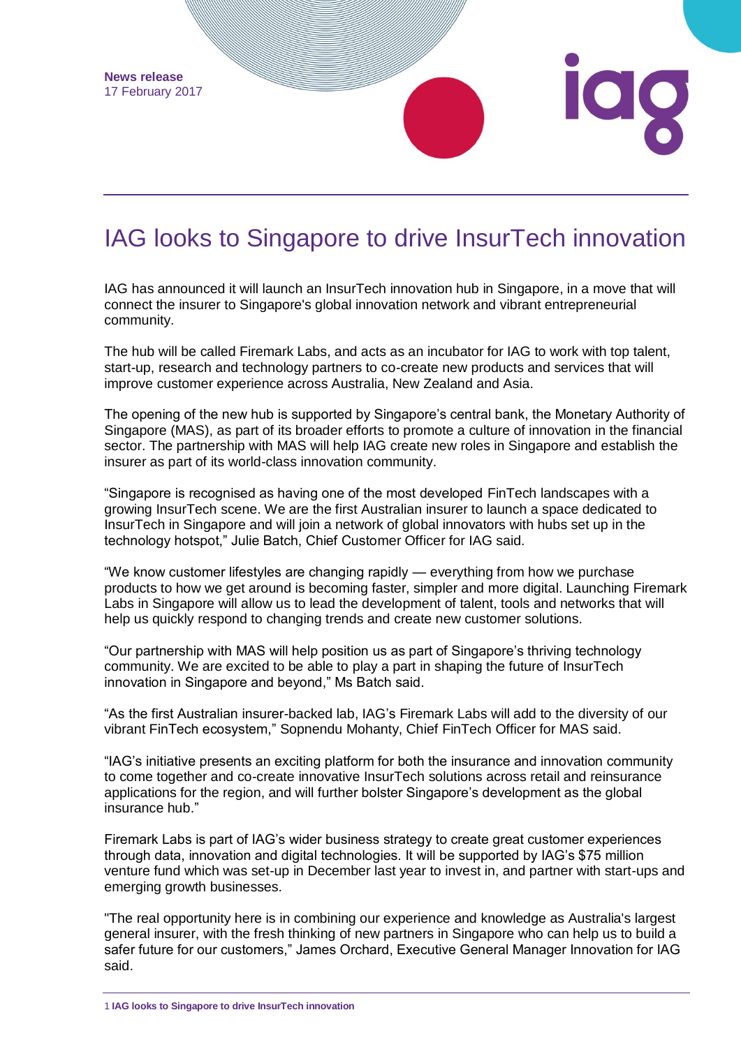News release
17 February 2017

# IAG looks to Singapore to drive InsurTech innovation

IAG has announced it will launch an InsurTech innovation hub in Singapore, in a move that will connect the insurer to Singapore's global innovation network and vibrant entrepreneurial community.

The hub will be called Firemark Labs, and acts as an incubator for IAG to work with top talent, start-up, research and technology partners to co-create new products and services that will improve customer experience across Australia, New Zealand and Asia.

The opening of the new hub is supported by Singapore's central bank, the Monetary Authority of Singapore (MAS), as part of its broader efforts to promote a culture of innovation in the financial sector. The partnership with MAS will help IAG create new roles in Singapore and establish the insurer as part of its world-class innovation community.

"Singapore is recognised as having one of the most developed FinTech landscapes with a growing InsurTech scene. We are the first Australian insurer to launch a space dedicated to InsurTech in Singapore and will join a network of global innovators with hubs set up in the technology hotspot," Julie Batch, Chief Customer Officer for IAG said.

"We know customer lifestyles are changing rapidly — everything from how we purchase products to how we get around is becoming faster, simpler and more digital. Launching Firemark Labs in Singapore will allow us to lead the development of talent, tools and networks that will help us quickly respond to changing trends and create new customer solutions.

"Our partnership with MAS will help position us as part of Singapore's thriving technology community. We are excited to be able to play a part in shaping the future of InsurTech innovation in Singapore and beyond," Ms Batch said.

"As the first Australian insurer-backed lab, IAG's Firemark Labs will add to the diversity of our vibrant FinTech ecosystem," Sopnendu Mohanty, Chief FinTech Officer for MAS said.

"IAG's initiative presents an exciting platform for both the insurance and innovation community to come together and co-create innovative InsurTech solutions across retail and reinsurance applications for the region, and will further bolster Singapore's development as the global insurance hub."

Firemark Labs is part of IAG's wider business strategy to create great customer experiences through data, innovation and digital technologies. It will be supported by IAG's $75 million venture fund which was set-up in December last year to invest in, and partner with start-ups and emerging growth businesses.

"The real opportunity here is in combining our experience and knowledge as Australia's largest general insurer, with the fresh thinking of new partners in Singapore who can help us to build a safer future for our customers," James Orchard, Executive General Manager Innovation for IAG said.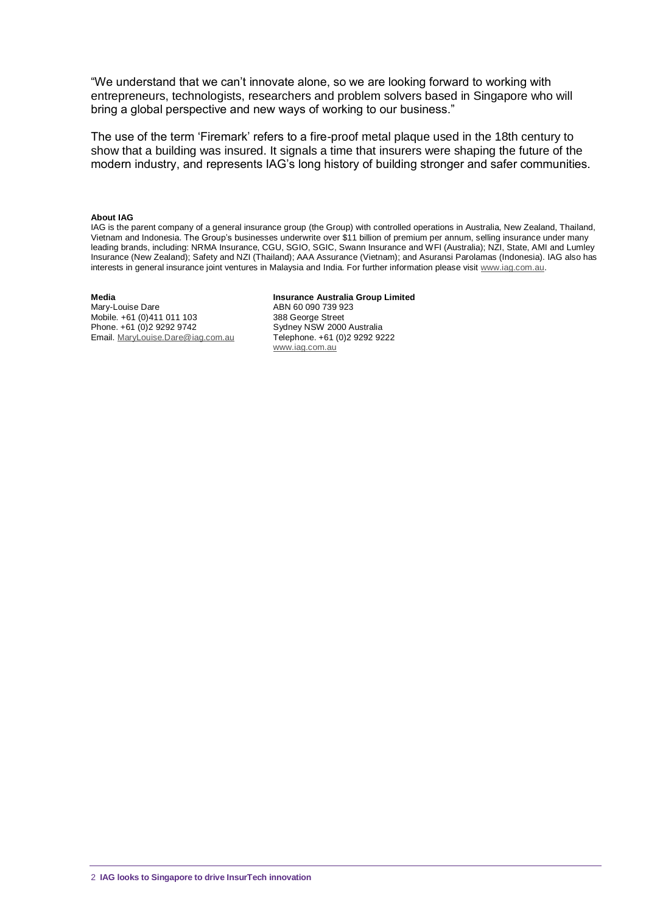"We understand that we can't innovate alone, so we are looking forward to working with entrepreneurs, technologists, researchers and problem solvers based in Singapore who will bring a global perspective and new ways of working to our business."

The use of the term 'Firemark' refers to a fire-proof metal plaque used in the 18th century to show that a building was insured. It signals a time that insurers were shaping the future of the modern industry, and represents IAG's long history of building stronger and safer communities.

**About IAG**

IAG is the parent company of a general insurance group (the Group) with controlled operations in Australia, New Zealand, Thailand, Vietnam and Indonesia. The Group's businesses underwrite over $11 billion of premium per annum, selling insurance under many leading brands, including: NRMA Insurance, CGU, SGIO, SGIC, Swann Insurance and WFI (Australia); NZI, State, AMI and Lumley Insurance (New Zealand); Safety and NZI (Thailand); AAA Assurance (Vietnam); and Asuransi Parolamas (Indonesia). IAG also has interests in general insurance joint ventures in Malaysia and India. For further information please visit www.iag.com.au.

**Media**

Mary-Louise Dare
Mobile. +61 (0)411 011 103
Phone. +61 (0)2 9292 9742
Email. MaryLouise.Dare@iag.com.au

**Insurance Australia Group Limited**

ABN 60 090 739 923
388 George Street
Sydney NSW 2000 Australia
Telephone. +61 (0)2 9292 9222
www.iag.com.au